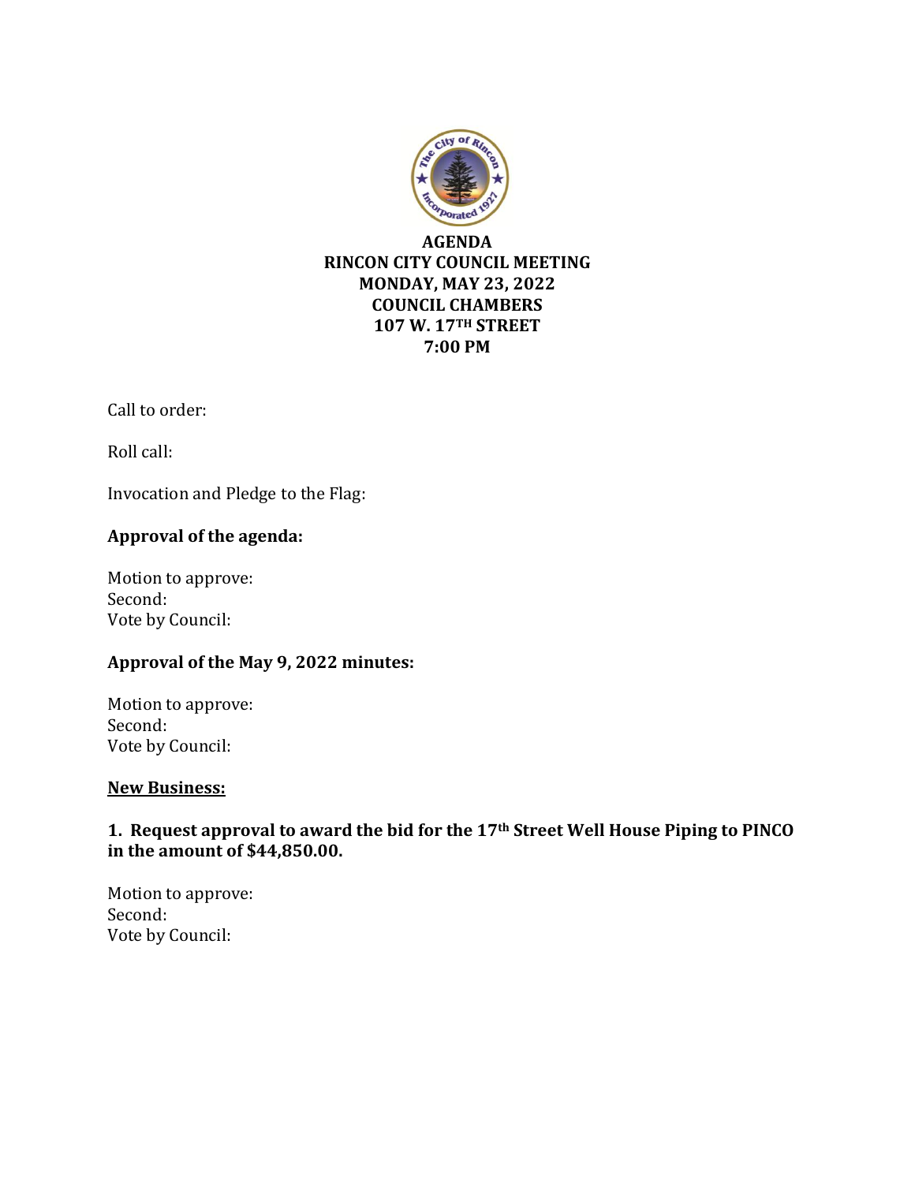**AGENDA**
**RINCON CITY COUNCIL MEETING**
**MONDAY, MAY 23, 2022**
**COUNCIL CHAMBERS**
**107 W. 17TH STREET**
**7:00 PM**

Call to order:

Roll call:

Invocation and Pledge to the Flag:

**Approval of the agenda:**

Motion to approve:
Second:
Vote by Council:

**Approval of the May 9, 2022 minutes:**

Motion to approve:
Second:
Vote by Council:

**New Business:**

**1. Request approval to award the bid for the 17th Street Well House Piping to PINCO in the amount of $44,850.00.**

Motion to approve:
Second:
Vote by Council: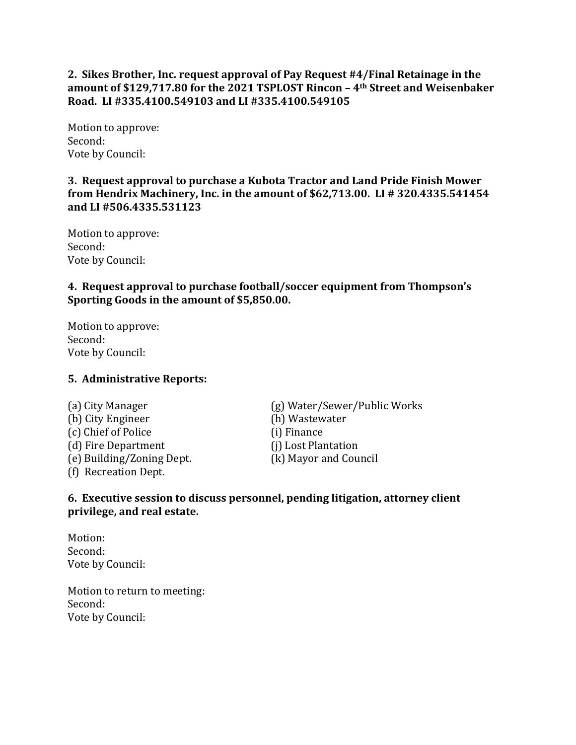**2. Sikes Brother, Inc. request approval of Pay Request #4/Final Retainage in the amount of $129,717.80 for the 2021 TSPLOST Rincon – 4th Street and Weisenbaker Road. LI #335.4100.549103 and LI #335.4100.549105**

Motion to approve:
Second:
Vote by Council:

**3. Request approval to purchase a Kubota Tractor and Land Pride Finish Mower from Hendrix Machinery, Inc. in the amount of $62,713.00. LI # 320.4335.541454 and LI #506.4335.531123**

Motion to approve:
Second:
Vote by Council:

**4. Request approval to purchase football/soccer equipment from Thompson's Sporting Goods in the amount of $5,850.00.**

Motion to approve:
Second:
Vote by Council:

**5. Administrative Reports:**

(a) City Manager
(b) City Engineer
(c) Chief of Police
(d) Fire Department
(e) Building/Zoning Dept.
(f) Recreation Dept.
(g) Water/Sewer/Public Works
(h) Wastewater
(i) Finance
(j) Lost Plantation
(k) Mayor and Council

**6. Executive session to discuss personnel, pending litigation, attorney client privilege, and real estate.**

Motion:
Second:
Vote by Council:

Motion to return to meeting:
Second:
Vote by Council: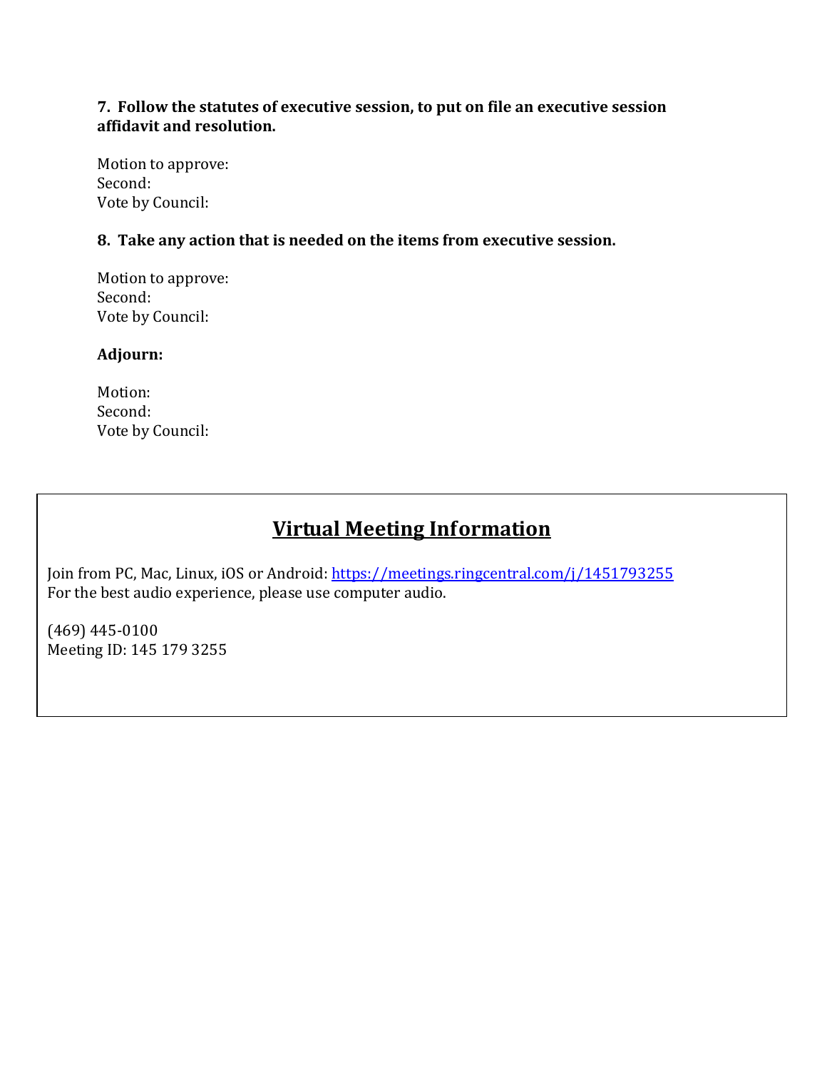**7. Follow the statutes of executive session, to put on file an executive session affidavit and resolution.**

Motion to approve:
Second:
Vote by Council:

**8. Take any action that is needed on the items from executive session.**

Motion to approve:
Second:
Vote by Council:

**Adjourn:**

Motion:
Second:
Vote by Council:

## Virtual Meeting Information

Join from PC, Mac, Linux, iOS or Android: https://meetings.ringcentral.com/j/1451793255
For the best audio experience, please use computer audio.

(469) 445-0100
Meeting ID: 145 179 3255